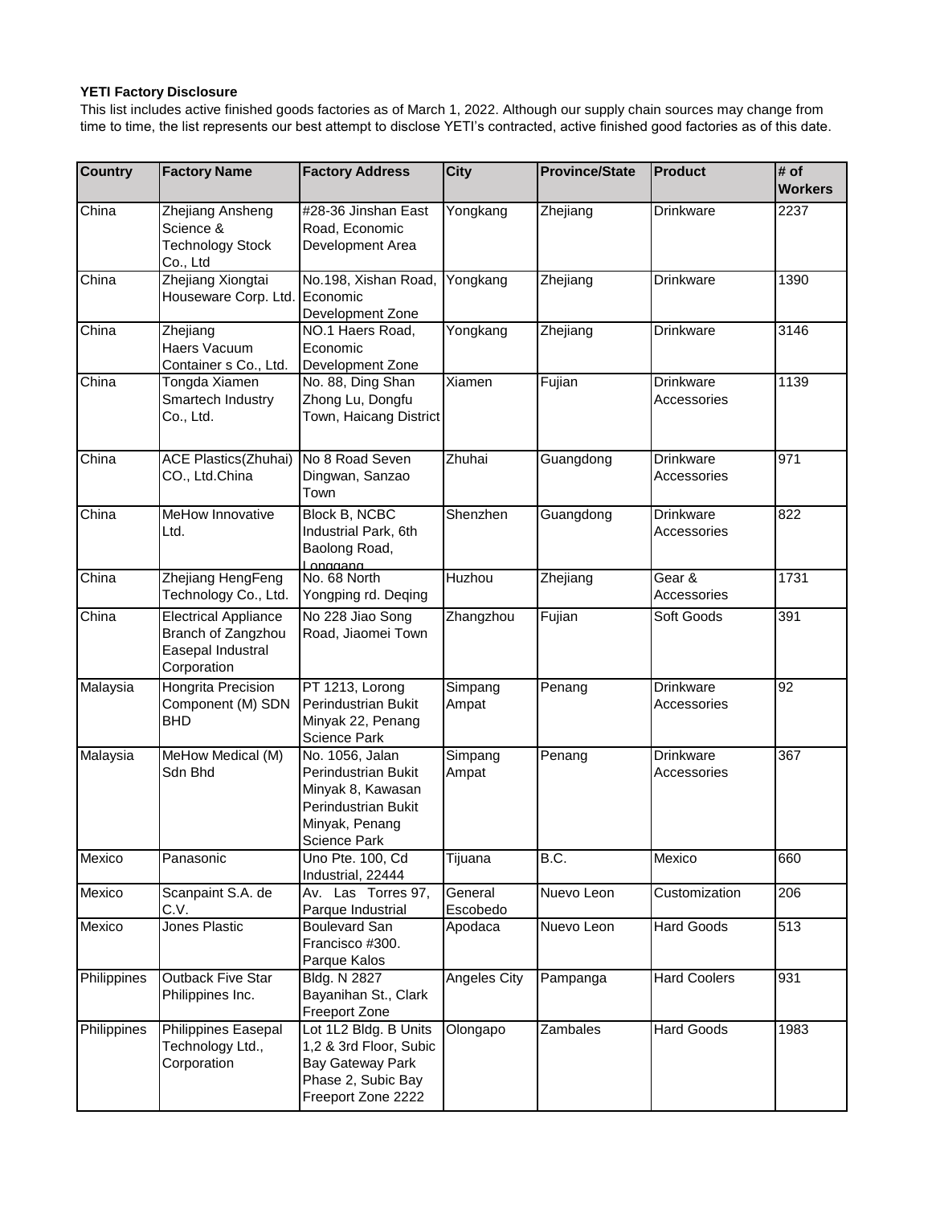**YETI Factory Disclosure**

This list includes active finished goods factories as of March 1, 2022. Although our supply chain sources may change from time to time, the list represents our best attempt to disclose YETI's contracted, active finished good factories as of this date.

| Country | Factory Name | Factory Address | City | Province/State | Product | # of Workers |
|---|---|---|---|---|---|---|
| China | Zhejiang Ansheng Science & Technology Stock Co., Ltd | #28-36 Jinshan East Road, Economic Development Area | Yongkang | Zhejiang | Drinkware | 2237 |
| China | Zhejiang Xiongtai Houseware Corp. Ltd. | No.198, Xishan Road, Economic Development Zone | Yongkang | Zhejiang | Drinkware | 1390 |
| China | Zhejiang Haers Vacuum Container s Co., Ltd. | NO.1 Haers Road, Economic Development Zone | Yongkang | Zhejiang | Drinkware | 3146 |
| China | Tongda Xiamen Smartech Industry Co., Ltd. | No. 88, Ding Shan Zhong Lu, Dongfu Town, Haicang District | Xiamen | Fujian | Drinkware Accessories | 1139 |
| China | ACE Plastics(Zhuhai) CO., Ltd.China | No 8 Road Seven Dingwan, Sanzao Town | Zhuhai | Guangdong | Drinkware Accessories | 971 |
| China | MeHow Innovative Ltd. | Block B, NCBC Industrial Park, 6th Baolong Road, Longgang | Shenzhen | Guangdong | Drinkware Accessories | 822 |
| China | Zhejiang HengFeng Technology Co., Ltd. | No. 68 North Yongping rd. Deqing | Huzhou | Zhejiang | Gear & Accessories | 1731 |
| China | Electrical Appliance Branch of Zangzhou Easepal Industral Corporation | No 228 Jiao Song Road, Jiaomei Town | Zhangzhou | Fujian | Soft Goods | 391 |
| Malaysia | Hongrita Precision Component (M) SDN BHD | PT 1213, Lorong Perindustrian Bukit Minyak 22, Penang Science Park | Simpang Ampat | Penang | Drinkware Accessories | 92 |
| Malaysia | MeHow Medical (M) Sdn Bhd | No. 1056, Jalan Perindustrian Bukit Minyak 8, Kawasan Perindustrian Bukit Minyak, Penang Science Park | Simpang Ampat | Penang | Drinkware Accessories | 367 |
| Mexico | Panasonic | Uno Pte. 100, Cd Industrial, 22444 | Tijuana | B.C. | Mexico | 660 |
| Mexico | Scanpaint S.A. de C.V. | Av. Las Torres 97, Parque Industrial | General Escobedo | Nuevo Leon | Customization | 206 |
| Mexico | Jones Plastic | Boulevard San Francisco #300. Parque Kalos | Apodaca | Nuevo Leon | Hard Goods | 513 |
| Philippines | Outback Five Star Philippines Inc. | Bldg. N 2827 Bayanihan St., Clark Freeport Zone | Angeles City | Pampanga | Hard Coolers | 931 |
| Philippines | Philippines Easepal Technology Ltd., Corporation | Lot 1L2 Bldg. B Units 1,2 & 3rd Floor, Subic Bay Gateway Park Phase 2, Subic Bay Freeport Zone 2222 | Olongapo | Zambales | Hard Goods | 1983 |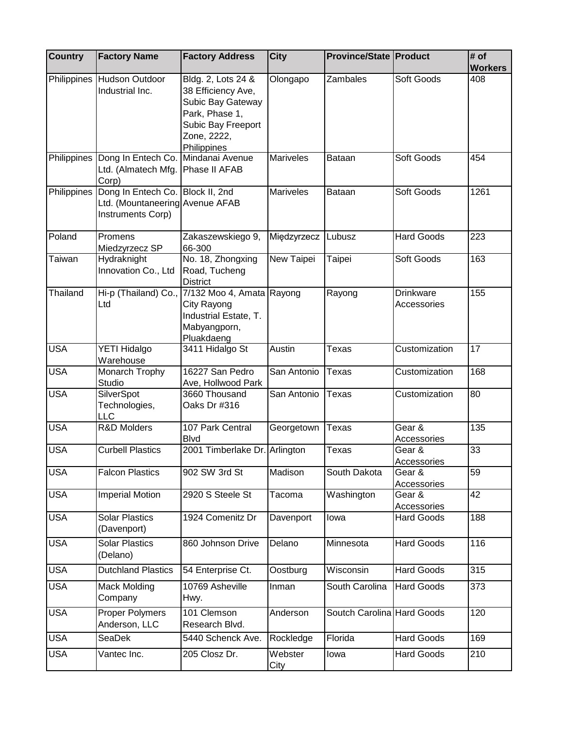| Country | Factory Name | Factory Address | City | Province/State | Product | # of Workers |
|---|---|---|---|---|---|---|
| Philippines | Hudson Outdoor Industrial Inc. | Bldg. 2, Lots 24 & 38 Efficiency Ave, Subic Bay Gateway Park, Phase 1, Subic Bay Freeport Zone, 2222, Philippines | Olongapo | Zambales | Soft Goods | 408 |
| Philippines | Dong In Entech Co. Ltd. (Almatech Mfg. Corp) | Mindanai Avenue Phase II AFAB | Mariveles | Bataan | Soft Goods | 454 |
| Philippines | Dong In Entech Co. Ltd. (Mountaneering Instruments Corp) | Block II, 2nd Avenue AFAB | Mariveles | Bataan | Soft Goods | 1261 |
| Poland | Promens Miedzyrzecz SP | Zakaszewskiego 9, 66-300 | Międzyrzecz | Lubusz | Hard Goods | 223 |
| Taiwan | Hydraknight Innovation Co., Ltd | No. 18, Zhongxing Road, Tucheng District | New Taipei | Taipei | Soft Goods | 163 |
| Thailand | Hi-p (Thailand) Co., Ltd | 7/132 Moo 4, Amata City Rayong Industrial Estate, T. Mabyangporn, Pluakdaeng | Rayong | Rayong | Drinkware Accessories | 155 |
| USA | YETI Hidalgo Warehouse | 3411 Hidalgo St | Austin | Texas | Customization | 17 |
| USA | Monarch Trophy Studio | 16227 San Pedro Ave, Hollwood Park | San Antonio | Texas | Customization | 168 |
| USA | SilverSpot Technologies, LLC | 3660 Thousand Oaks Dr #316 | San Antonio | Texas | Customization | 80 |
| USA | R&D Molders | 107 Park Central Blvd | Georgetown | Texas | Gear & Accessories | 135 |
| USA | Curbell Plastics | 2001 Timberlake Dr. | Arlington | Texas | Gear & Accessories | 33 |
| USA | Falcon Plastics | 902 SW 3rd St | Madison | South Dakota | Gear & Accessories | 59 |
| USA | Imperial Motion | 2920 S Steele St | Tacoma | Washington | Gear & Accessories | 42 |
| USA | Solar Plastics (Davenport) | 1924 Comenitz Dr | Davenport | Iowa | Hard Goods | 188 |
| USA | Solar Plastics (Delano) | 860 Johnson Drive | Delano | Minnesota | Hard Goods | 116 |
| USA | Dutchland Plastics | 54 Enterprise Ct. | Oostburg | Wisconsin | Hard Goods | 315 |
| USA | Mack Molding Company | 10769 Asheville Hwy. | Inman | South Carolina | Hard Goods | 373 |
| USA | Proper Polymers Anderson, LLC | 101 Clemson Research Blvd. | Anderson | Soutch Carolina | Hard Goods | 120 |
| USA | SeaDek | 5440 Schenck Ave. | Rockledge | Florida | Hard Goods | 169 |
| USA | Vantec Inc. | 205 Closz Dr. | Webster City | Iowa | Hard Goods | 210 |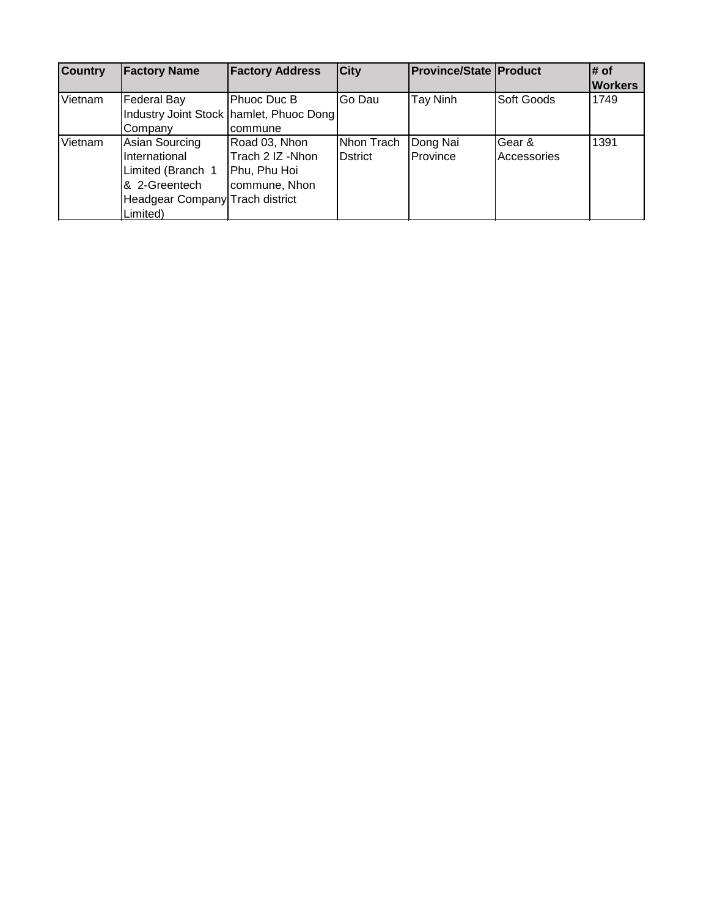| Country | Factory Name | Factory Address | City | Province/State | Product | # of Workers |
| --- | --- | --- | --- | --- | --- | --- |
| Vietnam | Federal Bay Industry Joint Stock Company | Phuoc Duc B hamlet, Phuoc Dong commune | Go Dau | Tay Ninh | Soft Goods | 1749 |
| Vietnam | Asian Sourcing International Limited (Branch 1 & 2-Greentech Headgear Company Limited) | Road 03, Nhon Trach 2 IZ -Nhon Phu, Phu Hoi commune, Nhon Trach district | Nhon Trach Dstrict | Dong Nai Province | Gear & Accessories | 1391 |